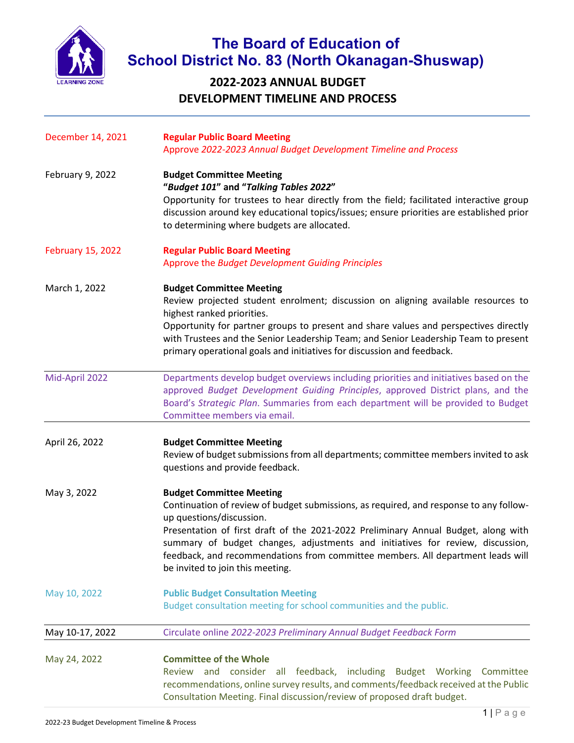# The Board of Education of School District No. 83 (North Okanagan-Shuswap)

## 2022-2023 ANNUAL BUDGET DEVELOPMENT TIMELINE AND PROCESS

| | |
|---|---|
| December 14, 2021 | **Regular Public Board Meeting**<br>Approve *2022-2023 Annual Budget Development Timeline and Process* |
| February 9, 2022 | **Budget Committee Meeting**<br>**"*Budget 101*" and "*Talking Tables 2022*"**<br>Opportunity for trustees to hear directly from the field; facilitated interactive group discussion around key educational topics/issues; ensure priorities are established prior to determining where budgets are allocated. |
| February 15, 2022 | **Regular Public Board Meeting**<br>Approve the *Budget Development Guiding Principles* |
| March 1, 2022 | **Budget Committee Meeting**<br>Review projected student enrolment; discussion on aligning available resources to highest ranked priorities.<br>Opportunity for partner groups to present and share values and perspectives directly with Trustees and the Senior Leadership Team; and Senior Leadership Team to present primary operational goals and initiatives for discussion and feedback. |
| Mid-April 2022 | Departments develop budget overviews including priorities and initiatives based on the approved *Budget Development Guiding Principles*, approved District plans, and the Board's *Strategic Plan*. Summaries from each department will be provided to Budget Committee members via email. |
| April 26, 2022 | **Budget Committee Meeting**<br>Review of budget submissions from all departments; committee members invited to ask questions and provide feedback. |
| May 3, 2022 | **Budget Committee Meeting**<br>Continuation of review of budget submissions, as required, and response to any follow-up questions/discussion.<br>Presentation of first draft of the 2021-2022 Preliminary Annual Budget, along with summary of budget changes, adjustments and initiatives for review, discussion, feedback, and recommendations from committee members. All department leads will be invited to join this meeting. |
| May 10, 2022 | **Public Budget Consultation Meeting**<br>Budget consultation meeting for school communities and the public. |
| May 10-17, 2022 | Circulate online *2022-2023 Preliminary Annual Budget Feedback Form* |
| May 24, 2022 | **Committee of the Whole**<br>Review and consider all feedback, including Budget Working Committee recommendations, online survey results, and comments/feedback received at the Public Consultation Meeting. Final discussion/review of proposed draft budget. |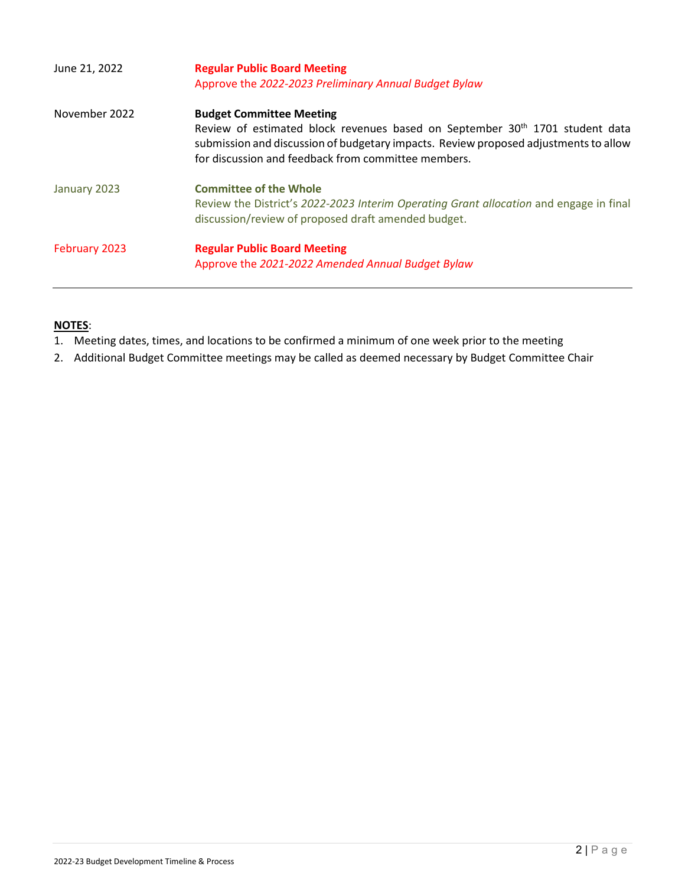| | |
|---|---|
| June 21, 2022 | **Regular Public Board Meeting**<br>Approve the *2022-2023 Preliminary Annual Budget Bylaw* |
| November 2022 | **Budget Committee Meeting**<br>Review of estimated block revenues based on September 30th 1701 student data submission and discussion of budgetary impacts. Review proposed adjustments to allow for discussion and feedback from committee members. |
| January 2023 | **Committee of the Whole**<br>Review the District's *2022-2023 Interim Operating Grant allocation* and engage in final discussion/review of proposed draft amended budget. |
| February 2023 | **Regular Public Board Meeting**<br>Approve the *2021-2022 Amended Annual Budget Bylaw* |

**NOTES**:

1. Meeting dates, times, and locations to be confirmed a minimum of one week prior to the meeting
2. Additional Budget Committee meetings may be called as deemed necessary by Budget Committee Chair